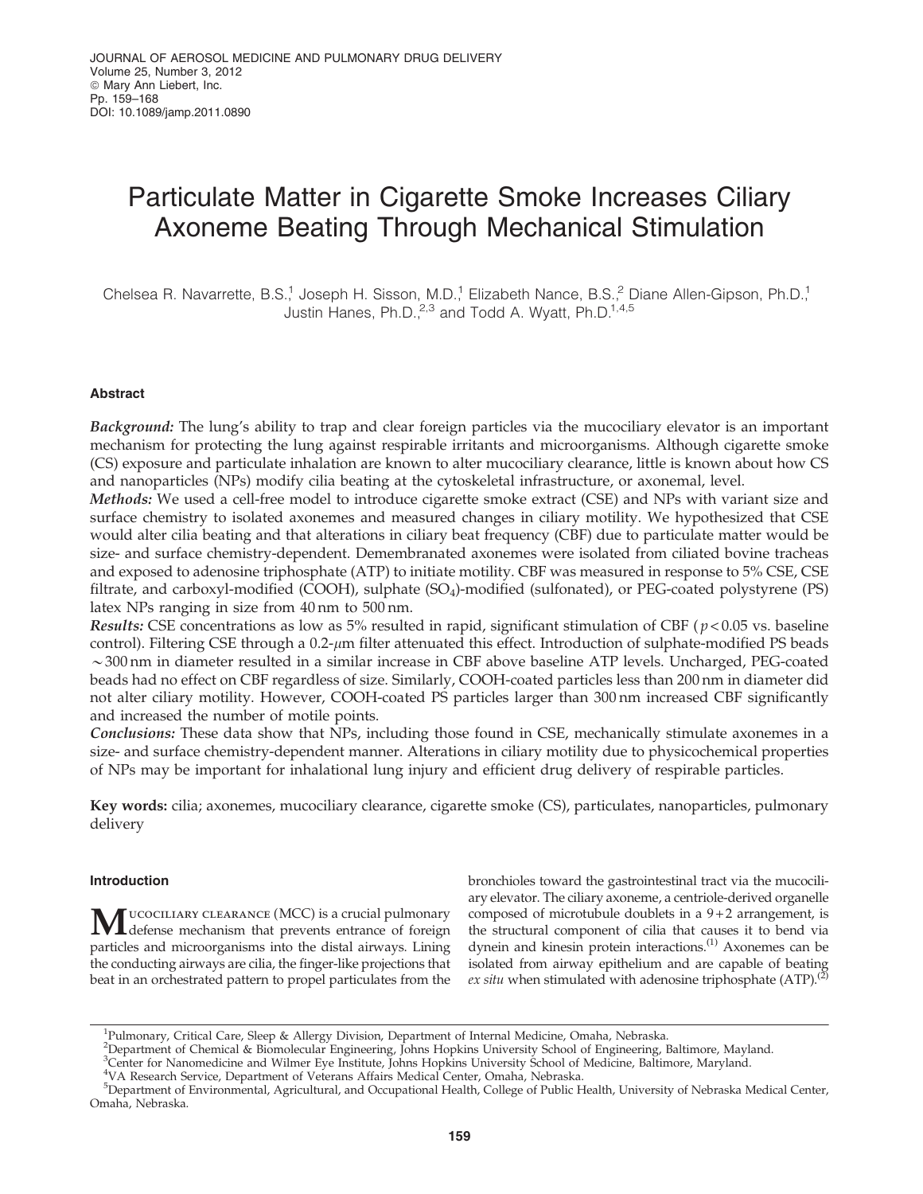# Particulate Matter in Cigarette Smoke Increases Ciliary Axoneme Beating Through Mechanical Stimulation

Chelsea R. Navarrete, B.S.,[1] Joseph H. Sisson, M.D.,[1] Elizabeth Nance, B.S.,[2] Diane Allen-Gipson, Ph.D.,[1] Justin Hanes, Ph.D.,[2,3] and Todd A. Wyatt, Ph.D.[1,4,5]

## Abstract

*Background:* The lung's ability to trap and clear foreign particles via the mucociliary elevator is an important mechanism for protecting the lung against respirable irritants and microorganisms. Although cigarette smoke (CS) exposure and particulate inhalation are known to alter mucociliary clearance, little is known about how CS and nanoparticles (NPs) modify cilia beating at the cytoskeletal infrastructure, or axonemal, level.

*Methods:* We used a cell-free model to introduce cigarette smoke extract (CSE) and NPs with variant size and surface chemistry to isolated axonemes and measured changes in ciliary motility. We hypothesized that CSE would alter cilia beating and that alterations in ciliary beat frequency (CBF) due to particulate matter would be size- and surface chemistry-dependent. Demembranated axonemes were isolated from ciliated bovine tracheas and exposed to adenosine triphosphate (ATP) to initiate motility. CBF was measured in response to 5% CSE, CSE filtrate, and carboxyl-modified (COOH), sulphate ($SO_4$)-modified (sulfonated), or PEG-coated polystyrene (PS) latex NPs ranging in size from 40 nm to 500 nm.

*Results:* CSE concentrations as low as 5% resulted in rapid, significant stimulation of CBF ($p<0.05$ vs. baseline control). Filtering CSE through a 0.2-$\mu$m filter attenuated this effect. Introduction of sulphate-modified PS beads ~300 nm in diameter resulted in a similar increase in CBF above baseline ATP levels. Uncharged, PEG-coated beads had no effect on CBF regardless of size. Similarly, COOH-coated particles less than 200 nm in diameter did not alter ciliary motility. However, COOH-coated PS particles larger than 300 nm increased CBF significantly and increased the number of motile points.

*Conclusions:* These data show that NPs, including those found in CSE, mechanically stimulate axonemes in a size- and surface chemistry-dependent manner. Alterations in ciliary motility due to physicochemical properties of NPs may be important for inhalational lung injury and efficient drug delivery of respirable particles.

**Key words:** cilia; axonemes, mucociliary clearance, cigarette smoke (CS), particulates, nanoparticles, pulmonary delivery

## Introduction

Mucociliary clearance (MCC) is a crucial pulmonary defense mechanism that prevents entrance of foreign particles and microorganisms into the distal airways. Lining the conducting airways are cilia, the finger-like projections that beat in an orchestrated pattern to propel particulates from the bronchioles toward the gastrointestinal tract via the mucociliary elevator. The ciliary axoneme, a centriole-derived organelle composed of microtubule doublets in a 9+2 arrangement, is the structural component of cilia that causes it to bend via dynein and kinesin protein interactions.[1] Axonemes can be isolated from airway epithelium and are capable of beating *ex situ* when stimulated with adenosine triphosphate (ATP).[2]

---

[1]Pulmonary, Critical Care, Sleep & Allergy Division, Department of Internal Medicine, Omaha, Nebraska.
[2]Department of Chemical & Biomolecular Engineering, Johns Hopkins University School of Engineering, Baltimore, Mayland.
[3]Center for Nanomedicine and Wilmer Eye Institute, Johns Hopkins University School of Medicine, Baltimore, Maryland.
[4]VA Research Service, Department of Veterans Affairs Medical Center, Omaha, Nebraska.
[5]Department of Environmental, Agricultural, and Occupational Health, College of Public Health, University of Nebraska Medical Center, Omaha, Nebraska.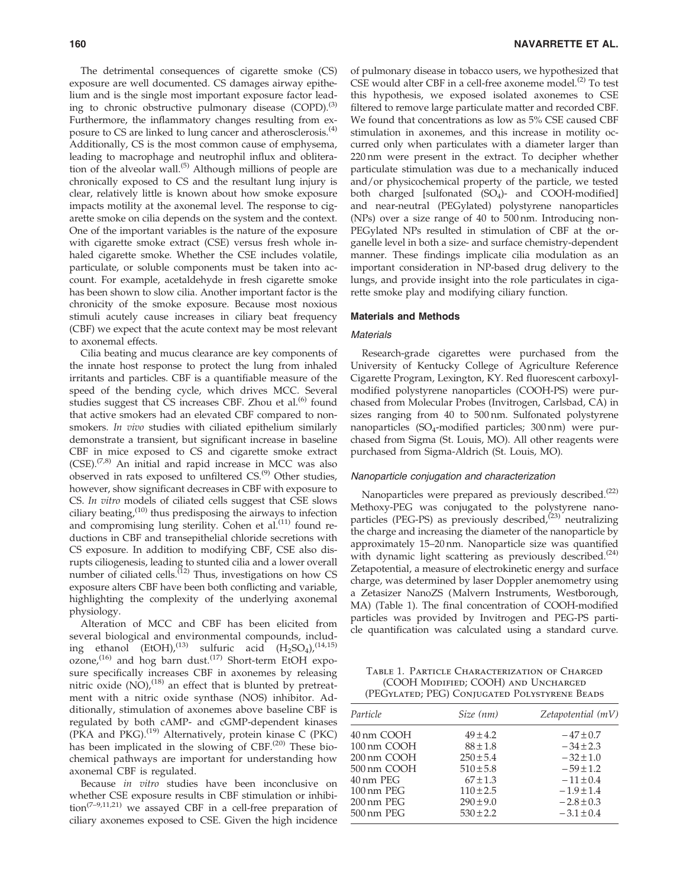The detrimental consequences of cigarette smoke (CS) exposure are well documented. CS damages airway epithelium and is the single most important exposure factor leading to chronic obstructive pulmonary disease (COPD).[3] Furthermore, the inflammatory changes resulting from exposure to CS are linked to lung cancer and atherosclerosis.[4] Additionally, CS is the most common cause of emphysema, leading to macrophage and neutrophil influx and obliteration of the alveolar wall.[5] Although millions of people are chronically exposed to CS and the resultant lung injury is clear, relatively little is known about how smoke exposure impacts motility at the axonemal level. The response to cigarette smoke on cilia depends on the system and the context. One of the important variables is the nature of the exposure with cigarette smoke extract (CSE) versus fresh whole inhaled cigarette smoke. Whether the CSE includes volatile, particulate, or soluble components must be taken into account. For example, acetaldehyde in fresh cigarette smoke has been shown to slow cilia. Another important factor is the chronicity of the smoke exposure. Because most noxious stimuli acutely cause increases in ciliary beat frequency (CBF) we expect that the acute context may be most relevant to axonemal effects.

Cilia beating and mucus clearance are key components of the innate host response to protect the lung from inhaled irritants and particles. CBF is a quantifiable measure of the speed of the bending cycle, which drives MCC. Several studies suggest that CS increases CBF. Zhou et al.[6] found that active smokers had an elevated CBF compared to nonsmokers. *In vivo* studies with ciliated epithelium similarly demonstrate a transient, but significant increase in baseline CBF in mice exposed to CS and cigarette smoke extract (CSE).[7,8] An initial and rapid increase in MCC was also observed in rats exposed to unfiltered CS.[9] Other studies, however, show significant decreases in CBF with exposure to CS. *In vitro* models of ciliated cells suggest that CSE slows ciliary beating,[10] thus predisposing the airways to infection and compromising lung sterility. Cohen et al.[11] found reductions in CBF and transepithelial chloride secretions with CS exposure. In addition to modifying CBF, CSE also disrupts ciliogenesis, leading to stunted cilia and a lower overall number of ciliated cells.[12] Thus, investigations on how CS exposure alters CBF have been both conflicting and variable, highlighting the complexity of the underlying axonemal physiology.

Alteration of MCC and CBF has been elicited from several biological and environmental compounds, including ethanol (EtOH),[13] sulfuric acid ($H_2SO_4$),[14,15] ozone,[16] and hog barn dust.[17] Short-term EtOH exposure specifically increases CBF in axonemes by releasing nitric oxide (NO),[18] an effect that is blunted by pretreatment with a nitric oxide synthase (NOS) inhibitor. Additionally, stimulation of axonemes above baseline CBF is regulated by both cAMP- and cGMP-dependent kinases (PKA and PKG).[19] Alternatively, protein kinase C (PKC) has been implicated in the slowing of CBF.[20] These biochemical pathways are important for understanding how axonemal CBF is regulated.

Because *in vitro* studies have been inconclusive on whether CSE exposure results in CBF stimulation or inhibition[7–9,11,21] we assayed CBF in a cell-free preparation of ciliary axonemes exposed to CSE. Given the high incidence of pulmonary disease in tobacco users, we hypothesized that CSE would alter CBF in a cell-free axoneme model.[2] To test this hypothesis, we exposed isolated axonemes to CSE filtered to remove large particulate matter and recorded CBF. We found that concentrations as low as 5% CSE caused CBF stimulation in axonemes, and this increase in motility occurred only when particulates with a diameter larger than 220 nm were present in the extract. To decipher whether particulate stimulation was due to a mechanically induced and/or physicochemical property of the particle, we tested both charged [sulfonated ($SO_4$)- and COOH-modified] and near-neutral (PEGylated) polystyrene nanoparticles (NPs) over a size range of 40 to 500 nm. Introducing non-PEGylated NPs resulted in stimulation of CBF at the organelle level in both a size- and surface chemistry-dependent manner. These findings implicate cilia modulation as an important consideration in NP-based drug delivery to the lungs, and provide insight into the role particulates in cigarette smoke play and modifying ciliary function.

## Materials and Methods

### Materials

Research-grade cigarettes were purchased from the University of Kentucky College of Agriculture Reference Cigarette Program, Lexington, KY. Red fluorescent carboxyl-modified polystyrene nanoparticles (COOH-PS) were purchased from Molecular Probes (Invitrogen, Carlsbad, CA) in sizes ranging from 40 to 500 nm. Sulfonated polystyrene nanoparticles ($SO_4$-modified particles; 300 nm) were purchased from Sigma (St. Louis, MO). All other reagents were purchased from Sigma-Aldrich (St. Louis, MO).

### Nanoparticle conjugation and characterization

Nanoparticles were prepared as previously described.[22] Methoxy-PEG was conjugated to the polystyrene nanoparticles (PEG-PS) as previously described,[23] neutralizing the charge and increasing the diameter of the nanoparticle by approximately 15–20 nm. Nanoparticle size was quantified with dynamic light scattering as previously described.[24] Zetapotential, a measure of electrokinetic energy and surface charge, was determined by laser Doppler anemometry using a Zetasizer NanoZS (Malvern Instruments, Westborough, MA) (Table 1). The final concentration of COOH-modified particles was provided by Invitrogen and PEG-PS particle quantification was calculated using a standard curve.

Table 1. Particle Characterization of Charged (COOH Modified; COOH) and Uncharged (PEGylated; PEG) Conjugated Polystyrene Beads

| Particle | Size (nm) | Zetapotential (mV) |
|---|---|---|
| 40 nm COOH | $49 \pm 4.2$ | $-47 \pm 0.7$ |
| 100 nm COOH | $88 \pm 1.8$ | $-34 \pm 2.3$ |
| 200 nm COOH | $250 \pm 5.4$ | $-32 \pm 1.0$ |
| 500 nm COOH | $510 \pm 5.8$ | $-59 \pm 1.2$ |
| 40 nm PEG | $67 \pm 1.3$ | $-11 \pm 0.4$ |
| 100 nm PEG | $110 \pm 2.5$ | $-1.9 \pm 1.4$ |
| 200 nm PEG | $290 \pm 9.0$ | $-2.8 \pm 0.3$ |
| 500 nm PEG | $530 \pm 2.2$ | $-3.1 \pm 0.4$ |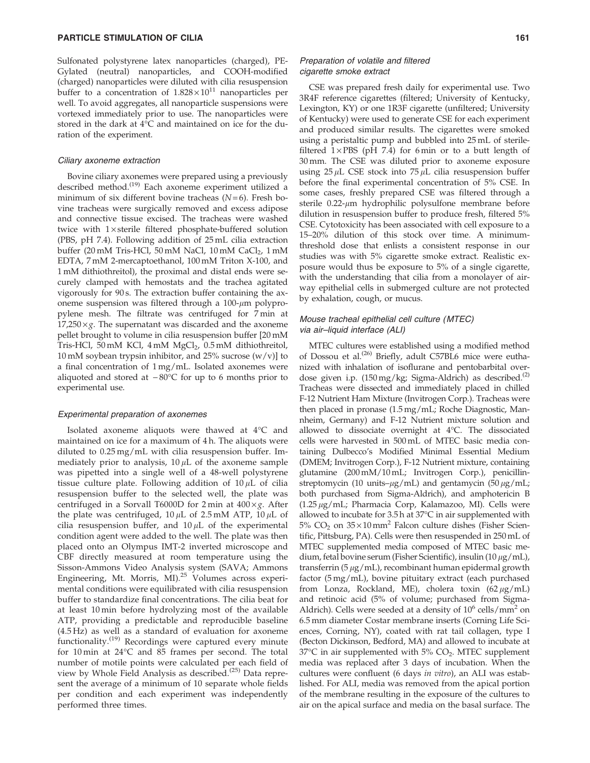Sulfonated polystyrene latex nanoparticles (charged), PEGylated (neutral) nanoparticles, and COOH-modified (charged) nanoparticles were diluted with cilia resuspension buffer to a concentration of $1.828 \times 10^{11}$ nanoparticles per well. To avoid aggregates, all nanoparticle suspensions were vortexed immediately prior to use. The nanoparticles were stored in the dark at 4°C and maintained on ice for the duration of the experiment.

### *Ciliary axoneme extraction*

Bovine ciliary axonemes were prepared using a previously described method.[19] Each axoneme experiment utilized a minimum of six different bovine tracheas ($N = 6$). Fresh bovine tracheas were surgically removed and excess adipose and connective tissue excised. The tracheas were washed twice with 1× sterile filtered phosphate-buffered solution (PBS, pH 7.4). Following addition of 25 mL cilia extraction buffer (20 mM Tris-HCl, 50 mM NaCl, 10 mM $CaCl_2$, 1 mM EDTA, 7 mM 2-mercaptoethanol, 100 mM Triton X-100, and 1 mM dithiothreitol), the proximal and distal ends were securely clamped with hemostats and the trachea agitated vigorously for 90 s. The extraction buffer containing the axoneme suspension was filtered through a 100-$\mu$m polypropylene mesh. The filtrate was centrifuged for 7 min at $17{,}250 \times g$. The supernatant was discarded and the axoneme pellet brought to volume in cilia resuspension buffer [20 mM Tris-HCl, 50 mM KCl, 4 mM $MgCl_2$, 0.5 mM dithiothreitol, 10 mM soybean trypsin inhibitor, and 25% sucrose (w/v)] to a final concentration of 1 mg/mL. Isolated axonemes were aliquoted and stored at −80°C for up to 6 months prior to experimental use.

### *Experimental preparation of axonemes*

Isolated axoneme aliquots were thawed at 4°C and maintained on ice for a maximum of 4 h. The aliquots were diluted to 0.25 mg/mL with cilia resuspension buffer. Immediately prior to analysis, 10 $\mu$L of the axoneme sample was pipetted into a single well of a 48-well polystyrene tissue culture plate. Following addition of 10 $\mu$L of cilia resuspension buffer to the selected well, the plate was centrifuged in a Sorvall T6000D for 2 min at $400 \times g$. After the plate was centrifuged, 10 $\mu$L of 2.5 mM ATP, 10 $\mu$L of cilia resuspension buffer, and 10 $\mu$L of the experimental condition agent were added to the well. The plate was then placed onto an Olympus IMT-2 inverted microscope and CBF directly measured at room temperature using the Sisson-Ammons Video Analysis system (SAVA; Ammons Engineering, Mt. Morris, MI).[25] Volumes across experimental conditions were equilibrated with cilia resuspension buffer to standardize final concentrations. The cilia beat for at least 10 min before hydrolyzing most of the available ATP, providing a predictable and reproducible baseline (4.5 Hz) as well as a standard of evaluation for axoneme functionality.[19] Recordings were captured every minute for 10 min at 24°C and 85 frames per second. The total number of motile points were calculated per each field of view by Whole Field Analysis as described.[25] Data represent the average of a minimum of 10 separate whole fields per condition and each experiment was independently performed three times.

### *Preparation of volatile and filtered cigarette smoke extract*

CSE was prepared fresh daily for experimental use. Two 3R4F reference cigarettes (filtered; University of Kentucky, Lexington, KY) or one 1R3F cigarette (unfiltered; University of Kentucky) were used to generate CSE for each experiment and produced similar results. The cigarettes were smoked using a peristaltic pump and bubbled into 25 mL of sterile-filtered 1× PBS (pH 7.4) for 6 min or to a butt length of 30 mm. The CSE was diluted prior to axoneme exposure using 25 $\mu$L CSE stock into 75 $\mu$L cilia resuspension buffer before the final experimental concentration of 5% CSE. In some cases, freshly prepared CSE was filtered through a sterile 0.22-$\mu$m hydrophilic polysulfone membrane before dilution in resuspension buffer to produce fresh, filtered 5% CSE. Cytotoxicity has been associated with cell exposure to a 15–20% dilution of this stock over time. A minimum-threshold dose that enlists a consistent response in our studies was with 5% cigarette smoke extract. Realistic exposure would thus be exposure to 5% of a single cigarette, with the understanding that cilia from a monolayer of airway epithelial cells in submerged culture are not protected by exhalation, cough, or mucus.

### *Mouse tracheal epithelial cell culture (MTEC) via air–liquid interface (ALI)*

MTEC cultures were established using a modified method of Dossou et al.[26] Briefly, adult C57BL6 mice were euthanized with inhalation of isoflurane and pentobarbital overdose given i.p. (150 mg/kg; Sigma-Aldrich) as described.[2] Tracheas were dissected and immediately placed in chilled F-12 Nutrient Ham Mixture (Invitrogen Corp.). Tracheas were then placed in pronase (1.5 mg/mL; Roche Diagnostic, Mannheim, Germany) and F-12 Nutrient mixture solution and allowed to dissociate overnight at 4°C. The dissociated cells were harvested in 500 mL of MTEC basic media containing Dulbecco's Modified Minimal Essential Medium (DMEM; Invitrogen Corp.), F-12 Nutrient mixture, containing glutamine (200 mM/10 mL; Invitrogen Corp.), penicillin-streptomycin (10 units–$\mu$g/mL) and gentamycin (50 $\mu$g/mL; both purchased from Sigma-Aldrich), and amphotericin B (1.25 $\mu$g/mL; Pharmacia Corp, Kalamazoo, MI). Cells were allowed to incubate for 3.5 h at 37°C in air supplemented with 5% $CO_2$ on $35 \times 10\,mm^2$ Falcon culture dishes (Fisher Scientific, Pittsburg, PA). Cells were then resuspended in 250 mL of MTEC supplemented media composed of MTEC basic medium, fetal bovine serum (Fisher Scientific), insulin (10 $\mu$g/mL), transferrin (5 $\mu$g/mL), recombinant human epidermal growth factor (5 mg/mL), bovine pituitary extract (each purchased from Lonza, Rockland, ME), cholera toxin (62 $\mu$g/mL) and retinoic acid (5% of volume; purchased from Sigma-Aldrich). Cells were seeded at a density of $10^6$ cells/$mm^2$ on 6.5 mm diameter Costar membrane inserts (Corning Life Sciences, Corning, NY), coated with rat tail collagen, type I (Becton Dickinson, Bedford, MA) and allowed to incubate at 37°C in air supplemented with 5% $CO_2$. MTEC supplement media was replaced after 3 days of incubation. When the cultures were confluent (6 days *in vitro*), an ALI was established. For ALI, media was removed from the apical portion of the membrane resulting in the exposure of the cultures to air on the apical surface and media on the basal surface. The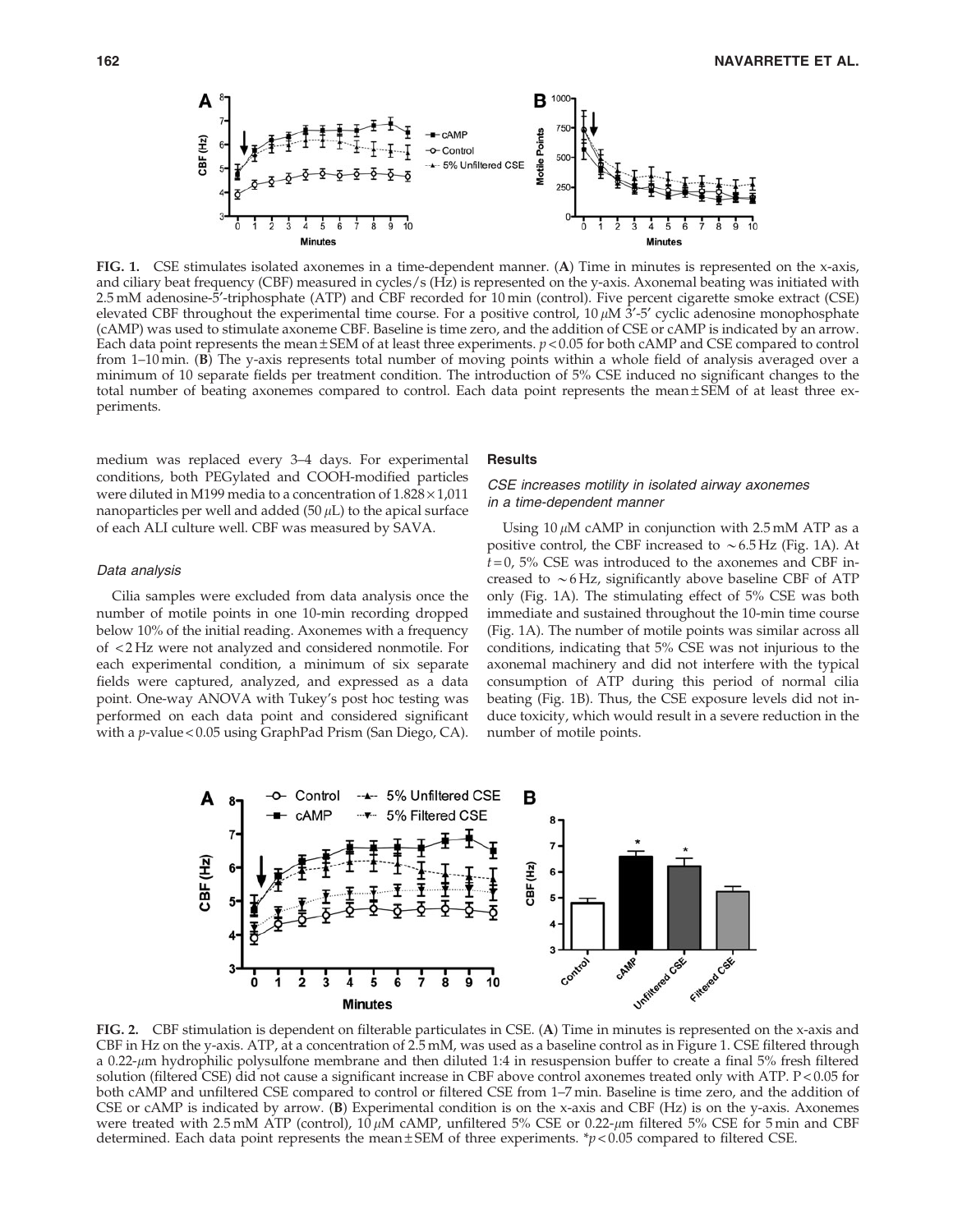**FIG. 1.** CSE stimulates isolated axonemes in a time-dependent manner. (**A**) Time in minutes is represented on the x-axis, and ciliary beat frequency (CBF) measured in cycles/s (Hz) is represented on the y-axis. Axonemal beating was initiated with 2.5 mM adenosine-5′-triphosphate (ATP) and CBF recorded for 10 min (control). Five percent cigarette smoke extract (CSE) elevated CBF throughout the experimental time course. For a positive control, 10 $\mu$M 3′-5′ cyclic adenosine monophosphate (cAMP) was used to stimulate axoneme CBF. Baseline is time zero, and the addition of CSE or cAMP is indicated by an arrow. Each data point represents the mean ± SEM of at least three experiments. $p < 0.05$ for both cAMP and CSE compared to control from 1–10 min. (**B**) The y-axis represents total number of moving points within a whole field of analysis averaged over a minimum of 10 separate fields per treatment condition. The introduction of 5% CSE induced no significant changes to the total number of beating axonemes compared to control. Each data point represents the mean ± SEM of at least three experiments.

medium was replaced every 3–4 days. For experimental conditions, both PEGylated and COOH-modified particles were diluted in M199 media to a concentration of 1.828 × 1,011 nanoparticles per well and added (50 $\mu$L) to the apical surface of each ALI culture well. CBF was measured by SAVA.

### Data analysis

Cilia samples were excluded from data analysis once the number of motile points in one 10-min recording dropped below 10% of the initial reading. Axonemes with a frequency of <2 Hz were not analyzed and considered nonmotile. For each experimental condition, a minimum of six separate fields were captured, analyzed, and expressed as a data point. One-way ANOVA with Tukey's post hoc testing was performed on each data point and considered significant with a $p$-value < 0.05 using GraphPad Prism (San Diego, CA).

## Results

### CSE increases motility in isolated airway axonemes in a time-dependent manner

Using 10 $\mu$M cAMP in conjunction with 2.5 mM ATP as a positive control, the CBF increased to ~6.5 Hz (Fig. 1A). At $t = 0$, 5% CSE was introduced to the axonemes and CBF increased to ~6 Hz, significantly above baseline CBF of ATP only (Fig. 1A). The stimulating effect of 5% CSE was both immediate and sustained throughout the 10-min time course (Fig. 1A). The number of motile points was similar across all conditions, indicating that 5% CSE was not injurious to the axonemal machinery and did not interfere with the typical consumption of ATP during this period of normal cilia beating (Fig. 1B). Thus, the CSE exposure levels did not induce toxicity, which would result in a severe reduction in the number of motile points.

**FIG. 2.** CBF stimulation is dependent on filterable particulates in CSE. (**A**) Time in minutes is represented on the x-axis and CBF in Hz on the y-axis. ATP, at a concentration of 2.5 mM, was used as a baseline control as in Figure 1. CSE filtered through a 0.22-$\mu$m hydrophilic polysulfone membrane and then diluted 1:4 in resuspension buffer to create a final 5% fresh filtered solution (filtered CSE) did not cause a significant increase in CBF above control axonemes treated only with ATP. $P < 0.05$ for both cAMP and unfiltered CSE compared to control or filtered CSE from 1–7 min. Baseline is time zero, and the addition of CSE or cAMP is indicated by arrow. (**B**) Experimental condition is on the x-axis and CBF (Hz) is on the y-axis. Axonemes were treated with 2.5 mM ATP (control), 10 $\mu$M cAMP, unfiltered 5% CSE or 0.22-$\mu$m filtered 5% CSE for 5 min and CBF determined. Each data point represents the mean ± SEM of three experiments. *$p < 0.05$ compared to filtered CSE.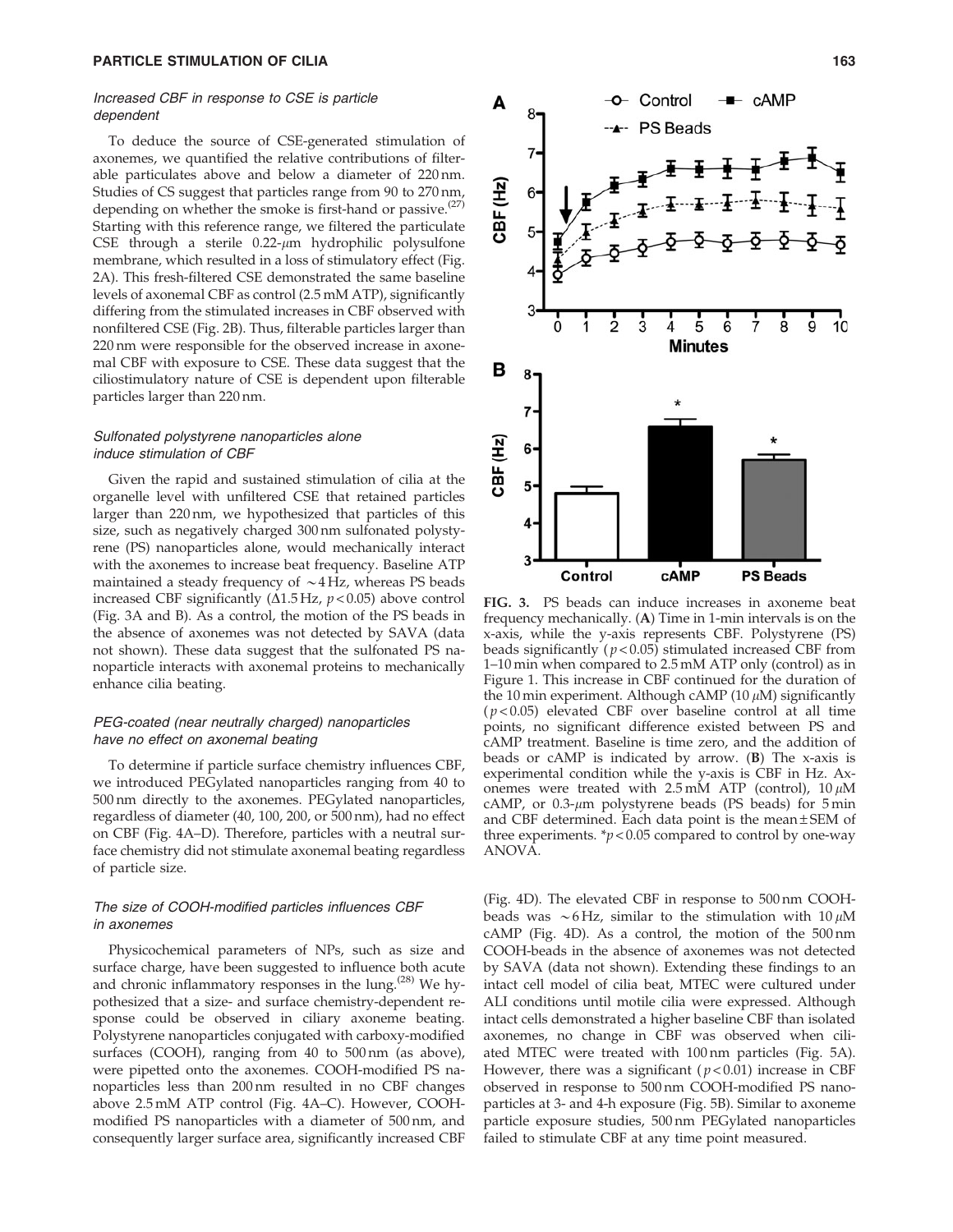### *Increased CBF in response to CSE is particle dependent*

To deduce the source of CSE-generated stimulation of axonemes, we quantified the relative contributions of filterable particulates above and below a diameter of 220 nm. Studies of CS suggest that particles range from 90 to 270 nm, depending on whether the smoke is first-hand or passive.[27] Starting with this reference range, we filtered the particulate CSE through a sterile 0.22-$\mu$m hydrophilic polysulfone membrane, which resulted in a loss of stimulatory effect (Fig. 2A). This fresh-filtered CSE demonstrated the same baseline levels of axonemal CBF as control (2.5 mM ATP), significantly differing from the stimulated increases in CBF observed with nonfiltered CSE (Fig. 2B). Thus, filterable particles larger than 220 nm were responsible for the observed increase in axonemal CBF with exposure to CSE. These data suggest that the ciliostimulatory nature of CSE is dependent upon filterable particles larger than 220 nm.

### *Sulfonated polystyrene nanoparticles alone induce stimulation of CBF*

Given the rapid and sustained stimulation of cilia at the organelle level with unfiltered CSE that retained particles larger than 220 nm, we hypothesized that particles of this size, such as negatively charged 300 nm sulfonated polystyrene (PS) nanoparticles alone, would mechanically interact with the axonemes to increase beat frequency. Baseline ATP maintained a steady frequency of ~4 Hz, whereas PS beads increased CBF significantly ($\Delta$1.5 Hz, $p < 0.05$) above control (Fig. 3A and B). As a control, the motion of the PS beads in the absence of axonemes was not detected by SAVA (data not shown). These data suggest that the sulfonated PS nanoparticle interacts with axonemal proteins to mechanically enhance cilia beating.

### *PEG-coated (near neutrally charged) nanoparticles have no effect on axonemal beating*

To determine if particle surface chemistry influences CBF, we introduced PEGylated nanoparticles ranging from 40 to 500 nm directly to the axonemes. PEGylated nanoparticles, regardless of diameter (40, 100, 200, or 500 nm), had no effect on CBF (Fig. 4A–D). Therefore, particles with a neutral surface chemistry did not stimulate axonemal beating regardless of particle size.

### *The size of COOH-modified particles influences CBF in axonemes*

Physicochemical parameters of NPs, such as size and surface charge, have been suggested to influence both acute and chronic inflammatory responses in the lung.[28] We hypothesized that a size- and surface chemistry-dependent response could be observed in ciliary axoneme beating. Polystyrene nanoparticles conjugated with carboxy-modified surfaces (COOH), ranging from 40 to 500 nm (as above), were pipetted onto the axonemes. COOH-modified PS nanoparticles less than 200 nm resulted in no CBF changes above 2.5 mM ATP control (Fig. 4A–C). However, COOH-modified PS nanoparticles with a diameter of 500 nm, and consequently larger surface area, significantly increased CBF (Fig. 4D). The elevated CBF in response to 500 nm COOH-beads was ~6 Hz, similar to the stimulation with 10 $\mu$M cAMP (Fig. 4D). As a control, the motion of the 500 nm COOH-beads in the absence of axonemes was not detected by SAVA (data not shown). Extending these findings to an intact cell model of cilia beat, MTEC were cultured under ALI conditions until motile cilia were expressed. Although intact cells demonstrated a higher baseline CBF than isolated axonemes, no change in CBF was observed when ciliated MTEC were treated with 100 nm particles (Fig. 5A). However, there was a significant ($p < 0.01$) increase in CBF observed in response to 500 nm COOH-modified PS nanoparticles at 3- and 4-h exposure (Fig. 5B). Similar to axoneme particle exposure studies, 500 nm PEGylated nanoparticles failed to stimulate CBF at any time point measured.

**FIG. 3.** PS beads can induce increases in axoneme beat frequency mechanically. (**A**) Time in 1-min intervals is on the x-axis, while the y-axis represents CBF. Polystyrene (PS) beads significantly ($p < 0.05$) stimulated increased CBF from 1–10 min when compared to 2.5 mM ATP only (control) as in Figure 1. This increase in CBF continued for the duration of the 10 min experiment. Although cAMP (10 $\mu$M) significantly ($p < 0.05$) elevated CBF over baseline control at all time points, no significant difference existed between PS and cAMP treatment. Baseline is time zero, and the addition of beads or cAMP is indicated by arrow. (**B**) The x-axis is experimental condition while the y-axis is CBF in Hz. Axonemes were treated with 2.5 mM ATP (control), 10 $\mu$M cAMP, or 0.3-$\mu$m polystyrene beads (PS beads) for 5 min and CBF determined. Each data point is the mean ± SEM of three experiments. *$p < 0.05$ compared to control by one-way ANOVA.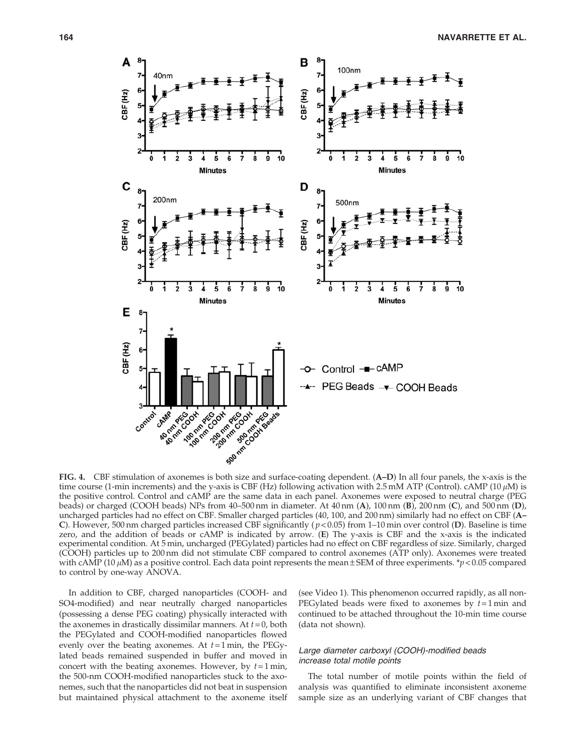**FIG. 4.** CBF stimulation of axonemes is both size and surface-coating dependent. (**A–D**) In all four panels, the x-axis is the time course (1-min increments) and the y-axis is CBF (Hz) following activation with 2.5 mM ATP (Control). cAMP (10 $\mu$M) is the positive control. Control and cAMP are the same data in each panel. Axonemes were exposed to neutral charge (PEG beads) or charged (COOH beads) NPs from 40–500 nm in diameter. At 40 nm (**A**), 100 nm (**B**), 200 nm (**C**), and 500 nm (**D**), uncharged particles had no effect on CBF. Smaller charged particles (40, 100, and 200 nm) similarly had no effect on CBF (**A–C**). However, 500 nm charged particles increased CBF significantly ($p < 0.05$) from 1–10 min over control (**D**). Baseline is time zero, and the addition of beads or cAMP is indicated by arrow. (**E**) The y-axis is CBF and the x-axis is the indicated experimental condition. At 5 min, uncharged (PEGylated) particles had no effect on CBF regardless of size. Similarly, charged (COOH) particles up to 200 nm did not stimulate CBF compared to control axonemes (ATP only). Axonemes were treated with cAMP (10 $\mu$M) as a positive control. Each data point represents the mean ± SEM of three experiments. *$p < 0.05$ compared to control by one-way ANOVA.

In addition to CBF, charged nanoparticles (COOH- and SO4-modified) and near neutrally charged nanoparticles (possessing a dense PEG coating) physically interacted with the axonemes in drastically dissimilar manners. At $t = 0$, both the PEGylated and COOH-modified nanoparticles flowed evenly over the beating axonemes. At $t = 1$ min, the PEGylated beads remained suspended in buffer and moved in concert with the beating axonemes. However, by $t = 1$ min, the 500-nm COOH-modified nanoparticles stuck to the axonemes, such that the nanoparticles did not beat in suspension but maintained physical attachment to the axoneme itself (see Video 1). This phenomenon occurred rapidly, as all non-PEGylated beads were fixed to axonemes by $t = 1$ min and continued to be attached throughout the 10-min time course (data not shown).

### *Large diameter carboxyl (COOH)-modified beads increase total motile points*

The total number of motile points within the field of analysis was quantified to eliminate inconsistent axoneme sample size as an underlying variant of CBF changes that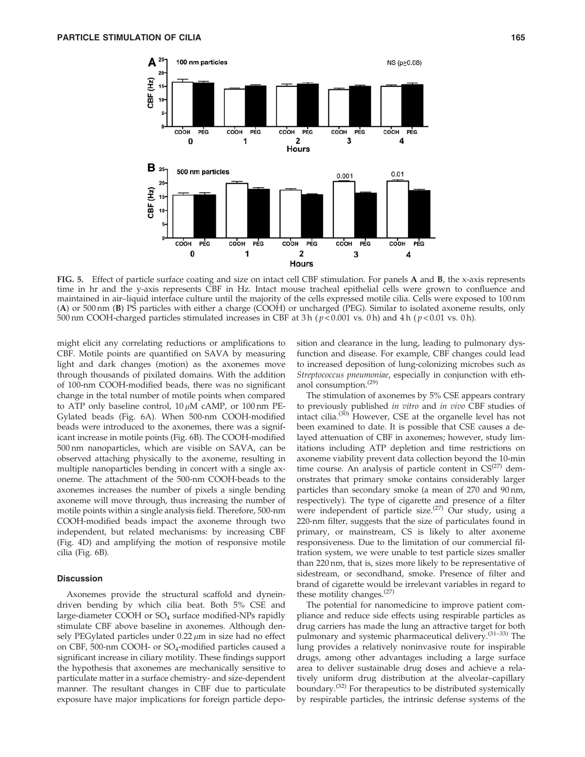FIG. 5. Effect of particle surface coating and size on intact cell CBF stimulation. For panels **A** and **B**, the x-axis represents time in hr and the y-axis represents CBF in Hz. Intact mouse tracheal epithelial cells were grown to confluence and maintained in air–liquid interface culture until the majority of the cells expressed motile cilia. Cells were exposed to 100 nm (**A**) or 500 nm (**B**) PS particles with either a charge (COOH) or uncharged (PEG). Similar to isolated axoneme results, only 500 nm COOH-charged particles stimulated increases in CBF at 3 h ($p<0.001$ vs. 0 h) and 4 h ($p<0.01$ vs. 0 h).

might elicit any correlating reductions or amplifications to CBF. Motile points are quantified on SAVA by measuring light and dark changes (motion) as the axonemes move through thousands of pixilated domains. With the addition of 100-nm COOH-modified beads, there was no significant change in the total number of motile points when compared to ATP only baseline control, 10 $\mu$M cAMP, or 100 nm PEGylated beads (Fig. 6A). When 500-nm COOH-modified beads were introduced to the axonemes, there was a significant increase in motile points (Fig. 6B). The COOH-modified 500 nm nanoparticles, which are visible on SAVA, can be observed attaching physically to the axoneme, resulting in multiple nanoparticles bending in concert with a single axoneme. The attachment of the 500-nm COOH-beads to the axonemes increases the number of pixels a single bending axoneme will move through, thus increasing the number of motile points within a single analysis field. Therefore, 500-nm COOH-modified beads impact the axoneme through two independent, but related mechanisms: by increasing CBF (Fig. 4D) and amplifying the motion of responsive motile cilia (Fig. 6B).

## Discussion

Axonemes provide the structural scaffold and dynein-driven bending by which cilia beat. Both 5% CSE and large-diameter COOH or $SO_4$ surface modified-NPs rapidly stimulate CBF above baseline in axonemes. Although densely PEGylated particles under 0.22 $\mu$m in size had no effect on CBF, 500-nm COOH- or $SO_4$-modified particles caused a significant increase in ciliary motility. These findings support the hypothesis that axonemes are mechanically sensitive to particulate matter in a surface chemistry- and size-dependent manner. The resultant changes in CBF due to particulate exposure have major implications for foreign particle deposition and clearance in the lung, leading to pulmonary dysfunction and disease. For example, CBF changes could lead to increased deposition of lung-colonizing microbes such as *Streptococcus pneumoniae*, especially in conjunction with ethanol consumption.[29]

The stimulation of axonemes by 5% CSE appears contrary to previously published *in vitro* and *in vivo* CBF studies of intact cilia.[30] However, CSE at the organelle level has not been examined to date. It is possible that CSE causes a delayed attenuation of CBF in axonemes; however, study limitations including ATP depletion and time restrictions on axoneme viability prevent data collection beyond the 10-min time course. An analysis of particle content in CS[27] demonstrates that primary smoke contains considerably larger particles than secondary smoke (a mean of 270 and 90 nm, respectively). The type of cigarette and presence of a filter were independent of particle size.[27] Our study, using a 220-nm filter, suggests that the size of particulates found in primary, or mainstream, CS is likely to alter axoneme responsiveness. Due to the limitation of our commercial filtration system, we were unable to test particle sizes smaller than 220 nm, that is, sizes more likely to be representative of sidestream, or secondhand, smoke. Presence of filter and brand of cigarette would be irrelevant variables in regard to these motility changes.[27]

The potential for nanomedicine to improve patient compliance and reduce side effects using respirable particles as drug carriers has made the lung an attractive target for both pulmonary and systemic pharmaceutical delivery.[31–33] The lung provides a relatively noninvasive route for inspirable drugs, among other advantages including a large surface area to deliver sustainable drug doses and achieve a relatively uniform drug distribution at the alveolar–capillary boundary.[32] For therapeutics to be distributed systemically by respirable particles, the intrinsic defense systems of the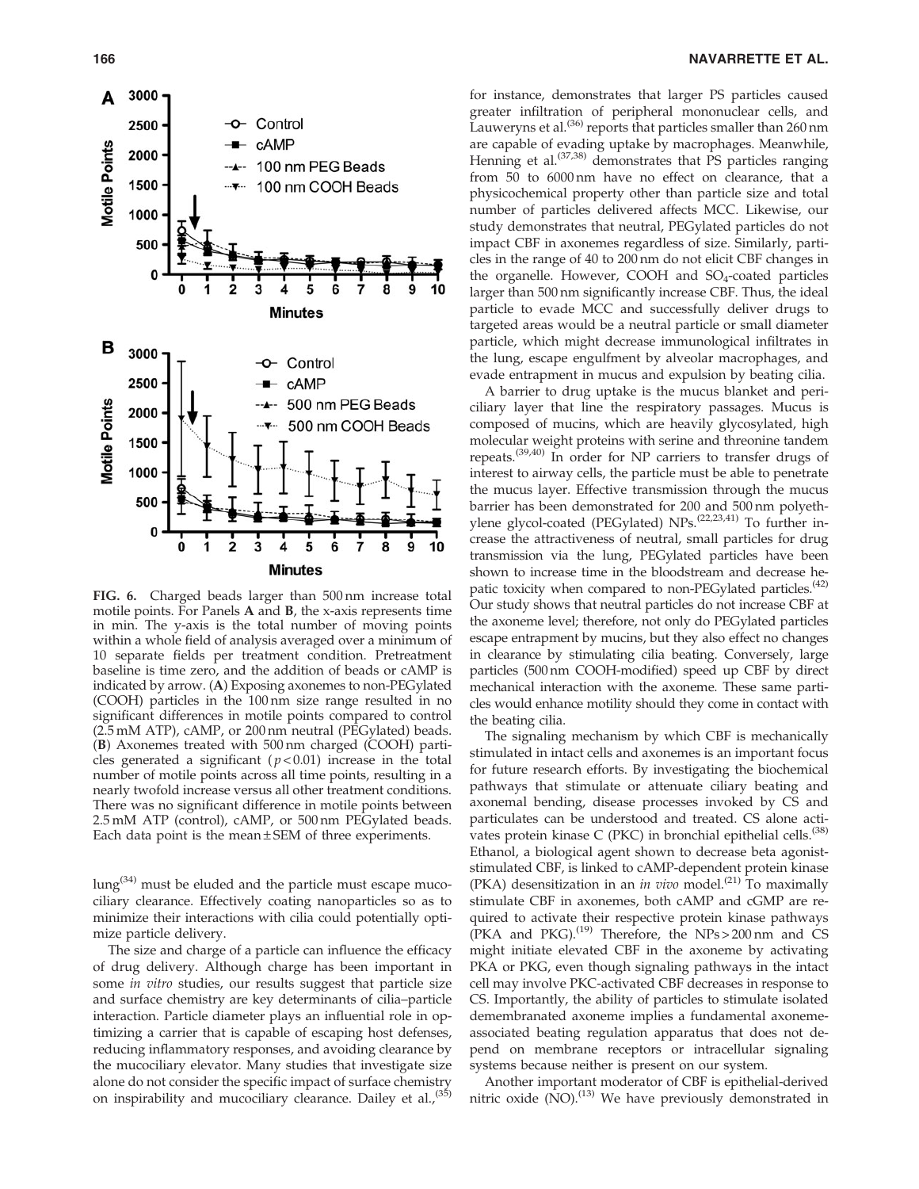FIG. 6. Charged beads larger than 500 nm increase total motile points. For Panels **A** and **B**, the x-axis represents time in min. The y-axis is the total number of moving points within a whole field of analysis averaged over a minimum of 10 separate fields per treatment condition. Pretreatment baseline is time zero, and the addition of beads or cAMP is indicated by arrow. (**A**) Exposing axonemes to non-PEGylated (COOH) particles in the 100 nm size range resulted in no significant differences in motile points compared to control (2.5 mM ATP), cAMP, or 200 nm neutral (PEGylated) beads. (**B**) Axonemes treated with 500 nm charged (COOH) particles generated a significant ($p < 0.01$) increase in the total number of motile points across all time points, resulting in a nearly twofold increase versus all other treatment conditions. There was no significant difference in motile points between 2.5 mM ATP (control), cAMP, or 500 nm PEGylated beads. Each data point is the mean ± SEM of three experiments.

lung[34] must be eluded and the particle must escape mucociliary clearance. Effectively coating nanoparticles so as to minimize their interactions with cilia could potentially optimize particle delivery.

The size and charge of a particle can influence the efficacy of drug delivery. Although charge has been important in some *in vitro* studies, our results suggest that particle size and surface chemistry are key determinants of cilia–particle interaction. Particle diameter plays an influential role in optimizing a carrier that is capable of escaping host defenses, reducing inflammatory responses, and avoiding clearance by the mucociliary elevator. Many studies that investigate size alone do not consider the specific impact of surface chemistry on inspirability and mucociliary clearance. Dailey et al.,[35] for instance, demonstrates that larger PS particles caused greater infiltration of peripheral mononuclear cells, and Lauweryns et al.[36] reports that particles smaller than 260 nm are capable of evading uptake by macrophages. Meanwhile, Henning et al.[37,38] demonstrates that PS particles ranging from 50 to 6000 nm have no effect on clearance, that a physicochemical property other than particle size and total number of particles delivered affects MCC. Likewise, our study demonstrates that neutral, PEGylated particles do not impact CBF in axonemes regardless of size. Similarly, particles in the range of 40 to 200 nm do not elicit CBF changes in the organelle. However, COOH and $SO_4$-coated particles larger than 500 nm significantly increase CBF. Thus, the ideal particle to evade MCC and successfully deliver drugs to targeted areas would be a neutral particle or small diameter particle, which might decrease immunological infiltrates in the lung, escape engulfment by alveolar macrophages, and evade entrapment in mucus and expulsion by beating cilia.

A barrier to drug uptake is the mucus blanket and periciliary layer that line the respiratory passages. Mucus is composed of mucins, which are heavily glycosylated, high molecular weight proteins with serine and threonine tandem repeats.[39,40] In order for NP carriers to transfer drugs of interest to airway cells, the particle must be able to penetrate the mucus layer. Effective transmission through the mucus barrier has been demonstrated for 200 and 500 nm polyethylene glycol-coated (PEGylated) NPs.[22,23,41] To further increase the attractiveness of neutral, small particles for drug transmission via the lung, PEGylated particles have been shown to increase time in the bloodstream and decrease hepatic toxicity when compared to non-PEGylated particles.[42] Our study shows that neutral particles do not increase CBF at the axoneme level; therefore, not only do PEGylated particles escape entrapment by mucins, but they also effect no changes in clearance by stimulating cilia beating. Conversely, large particles (500 nm COOH-modified) speed up CBF by direct mechanical interaction with the axoneme. These same particles would enhance motility should they come in contact with the beating cilia.

The signaling mechanism by which CBF is mechanically stimulated in intact cells and axonemes is an important focus for future research efforts. By investigating the biochemical pathways that stimulate or attenuate ciliary beating and axonemal bending, disease processes invoked by CS and particulates can be understood and treated. CS alone activates protein kinase C (PKC) in bronchial epithelial cells.[38] Ethanol, a biological agent shown to decrease beta agonist-stimulated CBF, is linked to cAMP-dependent protein kinase (PKA) desensitization in an *in vivo* model.[21] To maximally stimulate CBF in axonemes, both cAMP and cGMP are required to activate their respective protein kinase pathways (PKA and PKG).[19] Therefore, the NPs > 200 nm and CS might initiate elevated CBF in the axoneme by activating PKA or PKG, even though signaling pathways in the intact cell may involve PKC-activated CBF decreases in response to CS. Importantly, the ability of particles to stimulate isolated demembranated axoneme implies a fundamental axoneme-associated beating regulation apparatus that does not depend on membrane receptors or intracellular signaling systems because neither is present on our system.

Another important moderator of CBF is epithelial-derived nitric oxide (NO).[13] We have previously demonstrated in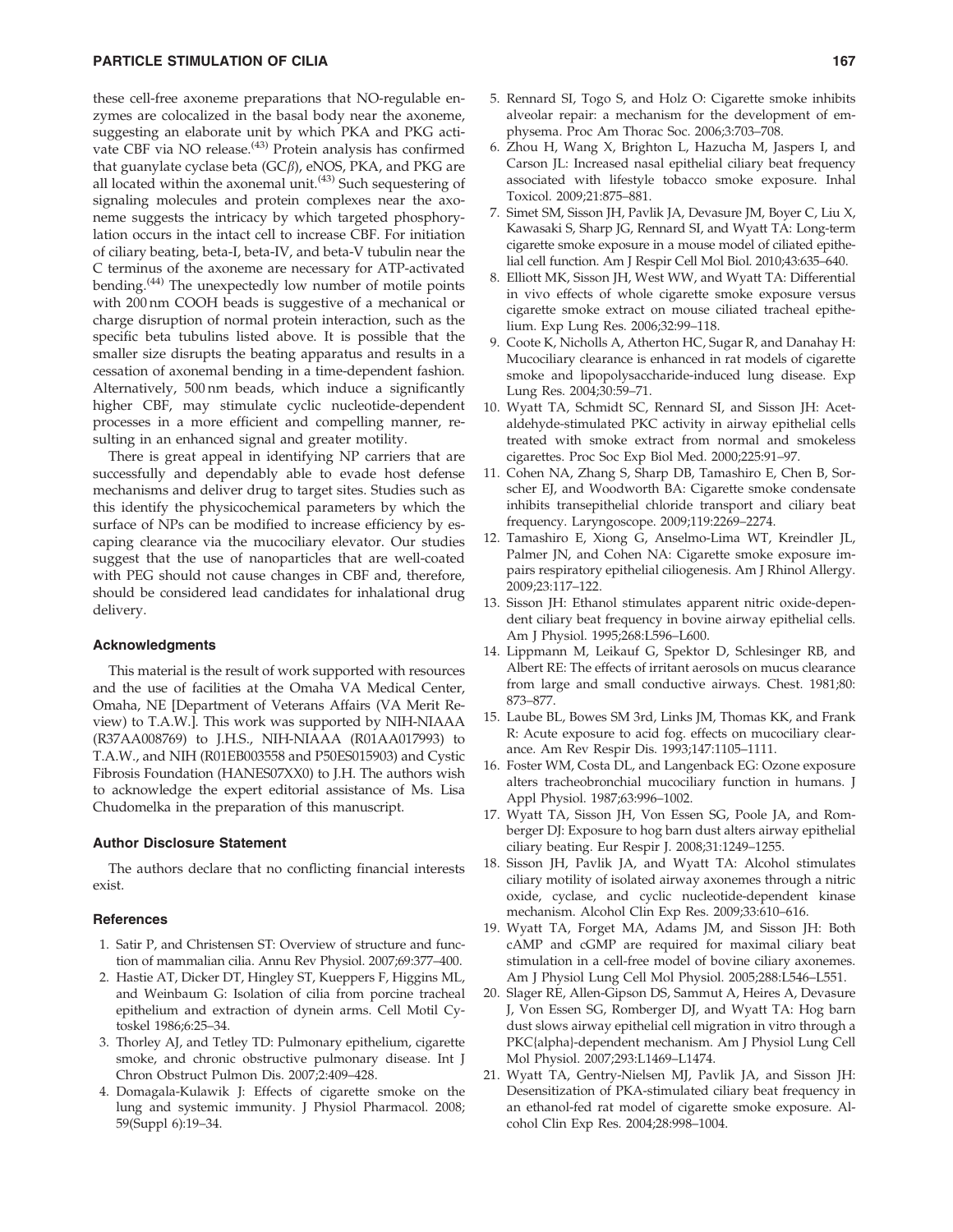these cell-free axoneme preparations that NO-regulable enzymes are colocalized in the basal body near the axoneme, suggesting an elaborate unit by which PKA and PKG activate CBF via NO release.[43] Protein analysis has confirmed that guanylate cyclase beta (GC$\beta$), eNOS, PKA, and PKG are all located within the axonemal unit.[43] Such sequestering of signaling molecules and protein complexes near the axoneme suggests the intricacy by which targeted phosphorylation occurs in the intact cell to increase CBF. For initiation of ciliary beating, beta-I, beta-IV, and beta-V tubulin near the C terminus of the axoneme are necessary for ATP-activated bending.[44] The unexpectedly low number of motile points with 200 nm COOH beads is suggestive of a mechanical or charge disruption of normal protein interaction, such as the specific beta tubulins listed above. It is possible that the smaller size disrupts the beating apparatus and results in a cessation of axonemal bending in a time-dependent fashion. Alternatively, 500 nm beads, which induce a significantly higher CBF, may stimulate cyclic nucleotide-dependent processes in a more efficient and compelling manner, resulting in an enhanced signal and greater motility.

There is great appeal in identifying NP carriers that are successfully and dependably able to evade host defense mechanisms and deliver drug to target sites. Studies such as this identify the physicochemical parameters by which the surface of NPs can be modified to increase efficiency by escaping clearance via the mucociliary elevator. Our studies suggest that the use of nanoparticles that are well-coated with PEG should not cause changes in CBF and, therefore, should be considered lead candidates for inhalational drug delivery.

### Acknowledgments

This material is the result of work supported with resources and the use of facilities at the Omaha VA Medical Center, Omaha, NE [Department of Veterans Affairs (VA Merit Review) to T.A.W.]. This work was supported by NIH-NIAAA (R37AA008769) to J.H.S., NIH-NIAAA (R01AA017993) to T.A.W., and NIH (R01EB003558 and P50ES015903) and Cystic Fibrosis Foundation (HANES07XX0) to J.H. The authors wish to acknowledge the expert editorial assistance of Ms. Lisa Chudomelka in the preparation of this manuscript.

### Author Disclosure Statement

The authors declare that no conflicting financial interests exist.

### References

1. Satir P, and Christensen ST: Overview of structure and function of mammalian cilia. Annu Rev Physiol. 2007;69:377–400.
2. Hastie AT, Dicker DT, Hingley ST, Kueppers F, Higgins ML, and Weinbaum G: Isolation of cilia from porcine tracheal epithelium and extraction of dynein arms. Cell Motil Cytoskel 1986;6:25–34.
3. Thorley AJ, and Tetley TD: Pulmonary epithelium, cigarette smoke, and chronic obstructive pulmonary disease. Int J Chron Obstruct Pulmon Dis. 2007;2:409–428.
4. Domagala-Kulawik J: Effects of cigarette smoke on the lung and systemic immunity. J Physiol Pharmacol. 2008; 59(Suppl 6):19–34.
5. Rennard SI, Togo S, and Holz O: Cigarette smoke inhibits alveolar repair: a mechanism for the development of emphysema. Proc Am Thorac Soc. 2006;3:703–708.
6. Zhou H, Wang X, Brighton L, Hazucha M, Jaspers I, and Carson JL: Increased nasal epithelial ciliary beat frequency associated with lifestyle tobacco smoke exposure. Inhal Toxicol. 2009;21:875–881.
7. Simet SM, Sisson JH, Pavlik JA, Devasure JM, Boyer C, Liu X, Kawasaki S, Sharp JG, Rennard SI, and Wyatt TA: Long-term cigarette smoke exposure in a mouse model of ciliated epithelial cell function. Am J Respir Cell Mol Biol. 2010;43:635–640.
8. Elliott MK, Sisson JH, West WW, and Wyatt TA: Differential in vivo effects of whole cigarette smoke exposure versus cigarette smoke extract on mouse ciliated tracheal epithelium. Exp Lung Res. 2006;32:99–118.
9. Coote K, Nicholls A, Atherton HC, Sugar R, and Danahay H: Mucociliary clearance is enhanced in rat models of cigarette smoke and lipopolysaccharide-induced lung disease. Exp Lung Res. 2004;30:59–71.
10. Wyatt TA, Schmidt SC, Rennard SI, and Sisson JH: Acetaldehyde-stimulated PKC activity in airway epithelial cells treated with smoke extract from normal and smokeless cigarettes. Proc Soc Exp Biol Med. 2000;225:91–97.
11. Cohen NA, Zhang S, Sharp DB, Tamashiro E, Chen B, Sorscher EJ, and Woodworth BA: Cigarette smoke condensate inhibits transepithelial chloride transport and ciliary beat frequency. Laryngoscope. 2009;119:2269–2274.
12. Tamashiro E, Xiong G, Anselmo-Lima WT, Kreindler JL, Palmer JN, and Cohen NA: Cigarette smoke exposure impairs respiratory epithelial ciliogenesis. Am J Rhinol Allergy. 2009;23:117–122.
13. Sisson JH: Ethanol stimulates apparent nitric oxide-dependent ciliary beat frequency in bovine airway epithelial cells. Am J Physiol. 1995;268:L596–L600.
14. Lippmann M, Leikauf G, Spektor D, Schlesinger RB, and Albert RE: The effects of irritant aerosols on mucus clearance from large and small conductive airways. Chest. 1981;80: 873–877.
15. Laube BL, Bowes SM 3rd, Links JM, Thomas KK, and Frank R: Acute exposure to acid fog. effects on mucociliary clearance. Am Rev Respir Dis. 1993;147:1105–1111.
16. Foster WM, Costa DL, and Langenback EG: Ozone exposure alters tracheobronchial mucociliary function in humans. J Appl Physiol. 1987;63:996–1002.
17. Wyatt TA, Sisson JH, Von Essen SG, Poole JA, and Romberger DJ: Exposure to hog barn dust alters airway epithelial ciliary beating. Eur Respir J. 2008;31:1249–1255.
18. Sisson JH, Pavlik JA, and Wyatt TA: Alcohol stimulates ciliary motility of isolated airway axonemes through a nitric oxide, cyclase, and cyclic nucleotide-dependent kinase mechanism. Alcohol Clin Exp Res. 2009;33:610–616.
19. Wyatt TA, Forget MA, Adams JM, and Sisson JH: Both cAMP and cGMP are required for maximal ciliary beat stimulation in a cell-free model of bovine ciliary axonemes. Am J Physiol Lung Cell Mol Physiol. 2005;288:L546–L551.
20. Slager RE, Allen-Gipson DS, Sammut A, Heires A, Devasure J, Von Essen SG, Romberger DJ, and Wyatt TA: Hog barn dust slows airway epithelial cell migration in vitro through a PKC{alpha}-dependent mechanism. Am J Physiol Lung Cell Mol Physiol. 2007;293:L1469–L1474.
21. Wyatt TA, Gentry-Nielsen MJ, Pavlik JA, and Sisson JH: Desensitization of PKA-stimulated ciliary beat frequency in an ethanol-fed rat model of cigarette smoke exposure. Alcohol Clin Exp Res. 2004;28:998–1004.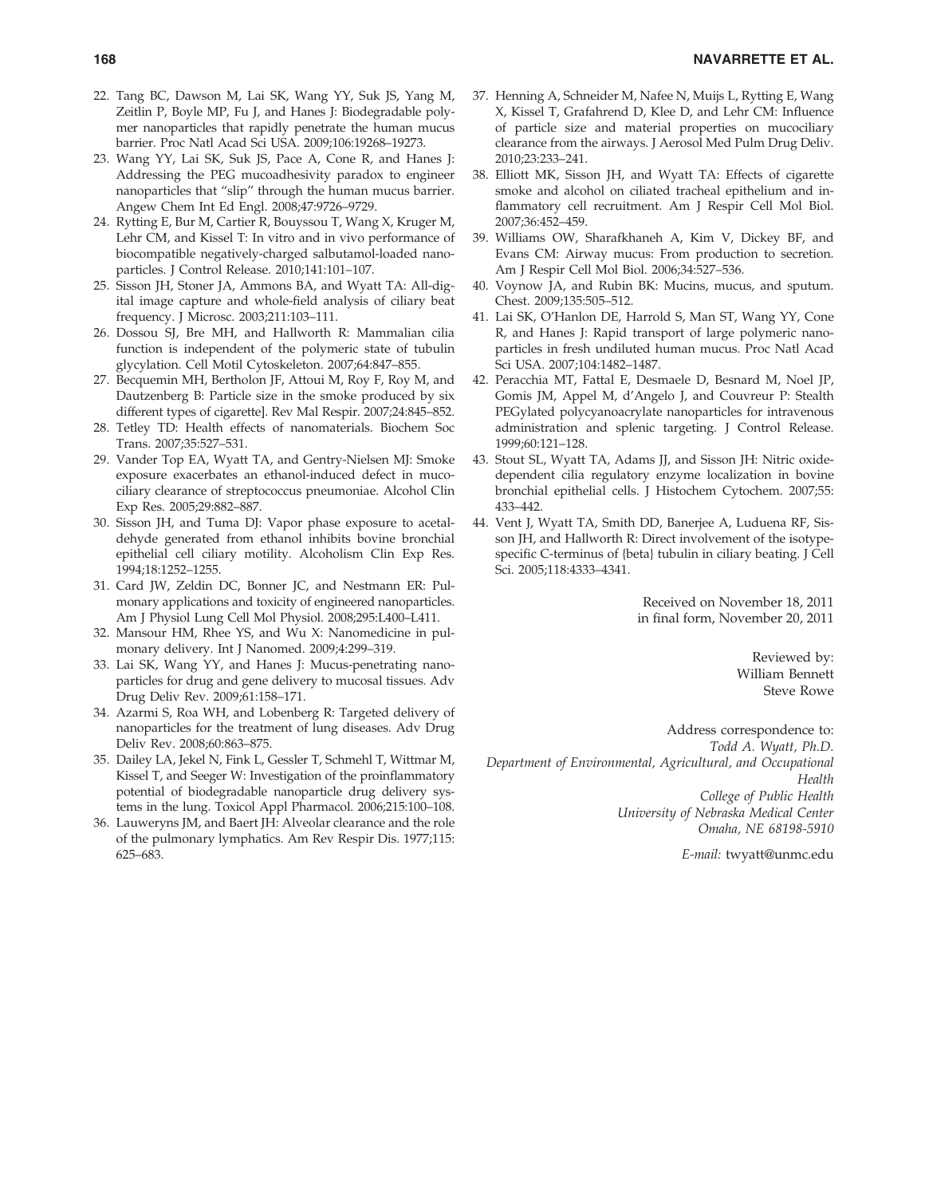22. Tang BC, Dawson M, Lai SK, Wang YY, Suk JS, Yang M, Zeitlin P, Boyle MP, Fu J, and Hanes J: Biodegradable polymer nanoparticles that rapidly penetrate the human mucus barrier. Proc Natl Acad Sci USA. 2009;106:19268–19273.
23. Wang YY, Lai SK, Suk JS, Pace A, Cone R, and Hanes J: Addressing the PEG mucoadhesivity paradox to engineer nanoparticles that "slip" through the human mucus barrier. Angew Chem Int Ed Engl. 2008;47:9726–9729.
24. Rytting E, Bur M, Cartier R, Bouyssou T, Wang X, Kruger M, Lehr CM, and Kissel T: In vitro and in vivo performance of biocompatible negatively-charged salbutamol-loaded nanoparticles. J Control Release. 2010;141:101–107.
25. Sisson JH, Stoner JA, Ammons BA, and Wyatt TA: All-digital image capture and whole-field analysis of ciliary beat frequency. J Microsc. 2003;211:103–111.
26. Dossou SJ, Bre MH, and Hallworth R: Mammalian cilia function is independent of the polymeric state of tubulin glycylation. Cell Motil Cytoskeleton. 2007;64:847–855.
27. Becquemin MH, Bertholon JF, Attoui M, Roy F, Roy M, and Dautzenberg B: Particle size in the smoke produced by six different types of cigarette]. Rev Mal Respir. 2007;24:845–852.
28. Tetley TD: Health effects of nanomaterials. Biochem Soc Trans. 2007;35:527–531.
29. Vander Top EA, Wyatt TA, and Gentry-Nielsen MJ: Smoke exposure exacerbates an ethanol-induced defect in mucociliary clearance of streptococcus pneumoniae. Alcohol Clin Exp Res. 2005;29:882–887.
30. Sisson JH, and Tuma DJ: Vapor phase exposure to acetaldehyde generated from ethanol inhibits bovine bronchial epithelial cell ciliary motility. Alcoholism Clin Exp Res. 1994;18:1252–1255.
31. Card JW, Zeldin DC, Bonner JC, and Nestmann ER: Pulmonary applications and toxicity of engineered nanoparticles. Am J Physiol Lung Cell Mol Physiol. 2008;295:L400–L411.
32. Mansour HM, Rhee YS, and Wu X: Nanomedicine in pulmonary delivery. Int J Nanomed. 2009;4:299–319.
33. Lai SK, Wang YY, and Hanes J: Mucus-penetrating nanoparticles for drug and gene delivery to mucosal tissues. Adv Drug Deliv Rev. 2009;61:158–171.
34. Azarmi S, Roa WH, and Lobenberg R: Targeted delivery of nanoparticles for the treatment of lung diseases. Adv Drug Deliv Rev. 2008;60:863–875.
35. Dailey LA, Jekel N, Fink L, Gessler T, Schmehl T, Wittmar M, Kissel T, and Seeger W: Investigation of the proinflammatory potential of biodegradable nanoparticle drug delivery systems in the lung. Toxicol Appl Pharmacol. 2006;215:100–108.
36. Lauweryns JM, and Baert JH: Alveolar clearance and the role of the pulmonary lymphatics. Am Rev Respir Dis. 1977;115: 625–683.
37. Henning A, Schneider M, Nafee N, Muijs L, Rytting E, Wang X, Kissel T, Grafahrend D, Klee D, and Lehr CM: Influence of particle size and material properties on mucociliary clearance from the airways. J Aerosol Med Pulm Drug Deliv. 2010;23:233–241.
38. Elliott MK, Sisson JH, and Wyatt TA: Effects of cigarette smoke and alcohol on ciliated tracheal epithelium and inflammatory cell recruitment. Am J Respir Cell Mol Biol. 2007;36:452–459.
39. Williams OW, Sharafkhaneh A, Kim V, Dickey BF, and Evans CM: Airway mucus: From production to secretion. Am J Respir Cell Mol Biol. 2006;34:527–536.
40. Voynow JA, and Rubin BK: Mucins, mucus, and sputum. Chest. 2009;135:505–512.
41. Lai SK, O'Hanlon DE, Harrold S, Man ST, Wang YY, Cone R, and Hanes J: Rapid transport of large polymeric nanoparticles in fresh undiluted human mucus. Proc Natl Acad Sci USA. 2007;104:1482–1487.
42. Peracchia MT, Fattal E, Desmaele D, Besnard M, Noel JP, Gomis JM, Appel M, d'Angelo J, and Couvreur P: Stealth PEGylated polycyanoacrylate nanoparticles for intravenous administration and splenic targeting. J Control Release. 1999;60:121–128.
43. Stout SL, Wyatt TA, Adams JJ, and Sisson JH: Nitric oxide-dependent cilia regulatory enzyme localization in bovine bronchial epithelial cells. J Histochem Cytochem. 2007;55: 433–442.
44. Vent J, Wyatt TA, Smith DD, Banerjee A, Luduena RF, Sisson JH, and Hallworth R: Direct involvement of the isotype-specific C-terminus of {beta} tubulin in ciliary beating. J Cell Sci. 2005;118:4333–4341.

Received on November 18, 2011
in final form, November 20, 2011

Reviewed by:
William Bennett
Steve Rowe

Address correspondence to:
*Todd A. Wyatt, Ph.D.*
*Department of Environmental, Agricultural, and Occupational Health*
*College of Public Health*
*University of Nebraska Medical Center*
*Omaha, NE 68198-5910*

*E-mail:* twyatt@unmc.edu